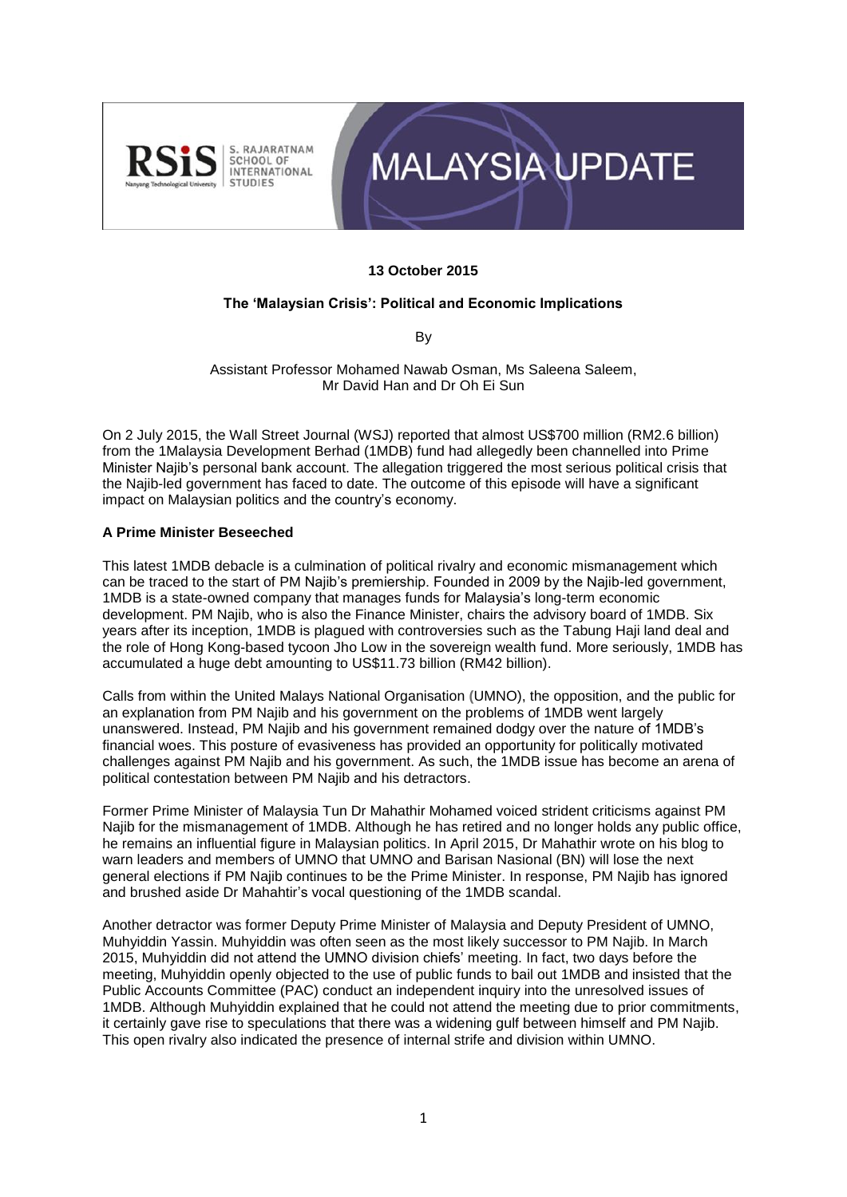RSIS S. RAJARATNAM SCHOOL OF INTERNATIONAL STUDIES

Nanyang Technological University

# MALAYSIA UPDATE

**13 October 2015**

## The 'Malaysian Crisis': Political and Economic Implications

By

Assistant Professor Mohamed Nawab Osman, Ms Saleena Saleem, Mr David Han and Dr Oh Ei Sun

On 2 July 2015, the Wall Street Journal (WSJ) reported that almost US$700 million (RM2.6 billion) from the 1Malaysia Development Berhad (1MDB) fund had allegedly been channelled into Prime Minister Najib's personal bank account. The allegation triggered the most serious political crisis that the Najib-led government has faced to date. The outcome of this episode will have a significant impact on Malaysian politics and the country's economy.

### A Prime Minister Beseeched

This latest 1MDB debacle is a culmination of political rivalry and economic mismanagement which can be traced to the start of PM Najib's premiership. Founded in 2009 by the Najib-led government, 1MDB is a state-owned company that manages funds for Malaysia's long-term economic development. PM Najib, who is also the Finance Minister, chairs the advisory board of 1MDB. Six years after its inception, 1MDB is plagued with controversies such as the Tabung Haji land deal and the role of Hong Kong-based tycoon Jho Low in the sovereign wealth fund. More seriously, 1MDB has accumulated a huge debt amounting to US$11.73 billion (RM42 billion).

Calls from within the United Malays National Organisation (UMNO), the opposition, and the public for an explanation from PM Najib and his government on the problems of 1MDB went largely unanswered. Instead, PM Najib and his government remained dodgy over the nature of 1MDB's financial woes. This posture of evasiveness has provided an opportunity for politically motivated challenges against PM Najib and his government. As such, the 1MDB issue has become an arena of political contestation between PM Najib and his detractors.

Former Prime Minister of Malaysia Tun Dr Mahathir Mohamed voiced strident criticisms against PM Najib for the mismanagement of 1MDB. Although he has retired and no longer holds any public office, he remains an influential figure in Malaysian politics. In April 2015, Dr Mahathir wrote on his blog to warn leaders and members of UMNO that UMNO and Barisan Nasional (BN) will lose the next general elections if PM Najib continues to be the Prime Minister. In response, PM Najib has ignored and brushed aside Dr Mahahtir's vocal questioning of the 1MDB scandal.

Another detractor was former Deputy Prime Minister of Malaysia and Deputy President of UMNO, Muhyiddin Yassin. Muhyiddin was often seen as the most likely successor to PM Najib. In March 2015, Muhyiddin did not attend the UMNO division chiefs' meeting. In fact, two days before the meeting, Muhyiddin openly objected to the use of public funds to bail out 1MDB and insisted that the Public Accounts Committee (PAC) conduct an independent inquiry into the unresolved issues of 1MDB. Although Muhyiddin explained that he could not attend the meeting due to prior commitments, it certainly gave rise to speculations that there was a widening gulf between himself and PM Najib. This open rivalry also indicated the presence of internal strife and division within UMNO.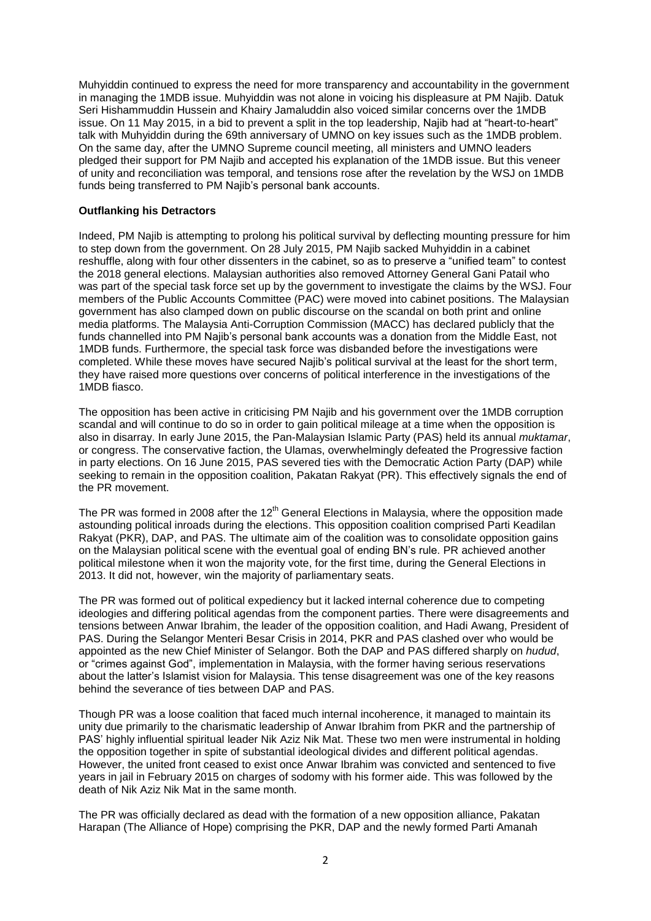Muhyiddin continued to express the need for more transparency and accountability in the government in managing the 1MDB issue. Muhyiddin was not alone in voicing his displeasure at PM Najib. Datuk Seri Hishammuddin Hussein and Khairy Jamaluddin also voiced similar concerns over the 1MDB issue. On 11 May 2015, in a bid to prevent a split in the top leadership, Najib had at "heart-to-heart" talk with Muhyiddin during the 69th anniversary of UMNO on key issues such as the 1MDB problem. On the same day, after the UMNO Supreme council meeting, all ministers and UMNO leaders pledged their support for PM Najib and accepted his explanation of the 1MDB issue. But this veneer of unity and reconciliation was temporal, and tensions rose after the revelation by the WSJ on 1MDB funds being transferred to PM Najib's personal bank accounts.

**Outflanking his Detractors**

Indeed, PM Najib is attempting to prolong his political survival by deflecting mounting pressure for him to step down from the government. On 28 July 2015, PM Najib sacked Muhyiddin in a cabinet reshuffle, along with four other dissenters in the cabinet, so as to preserve a "unified team" to contest the 2018 general elections. Malaysian authorities also removed Attorney General Gani Patail who was part of the special task force set up by the government to investigate the claims by the WSJ. Four members of the Public Accounts Committee (PAC) were moved into cabinet positions. The Malaysian government has also clamped down on public discourse on the scandal on both print and online media platforms. The Malaysia Anti-Corruption Commission (MACC) has declared publicly that the funds channelled into PM Najib's personal bank accounts was a donation from the Middle East, not 1MDB funds. Furthermore, the special task force was disbanded before the investigations were completed. While these moves have secured Najib's political survival at the least for the short term, they have raised more questions over concerns of political interference in the investigations of the 1MDB fiasco.

The opposition has been active in criticising PM Najib and his government over the 1MDB corruption scandal and will continue to do so in order to gain political mileage at a time when the opposition is also in disarray. In early June 2015, the Pan-Malaysian Islamic Party (PAS) held its annual *muktamar*, or congress. The conservative faction, the Ulamas, overwhelmingly defeated the Progressive faction in party elections. On 16 June 2015, PAS severed ties with the Democratic Action Party (DAP) while seeking to remain in the opposition coalition, Pakatan Rakyat (PR). This effectively signals the end of the PR movement.

The PR was formed in 2008 after the 12th General Elections in Malaysia, where the opposition made astounding political inroads during the elections. This opposition coalition comprised Parti Keadilan Rakyat (PKR), DAP, and PAS. The ultimate aim of the coalition was to consolidate opposition gains on the Malaysian political scene with the eventual goal of ending BN's rule. PR achieved another political milestone when it won the majority vote, for the first time, during the General Elections in 2013. It did not, however, win the majority of parliamentary seats.

The PR was formed out of political expediency but it lacked internal coherence due to competing ideologies and differing political agendas from the component parties. There were disagreements and tensions between Anwar Ibrahim, the leader of the opposition coalition, and Hadi Awang, President of PAS. During the Selangor Menteri Besar Crisis in 2014, PKR and PAS clashed over who would be appointed as the new Chief Minister of Selangor. Both the DAP and PAS differed sharply on *hudud*, or "crimes against God", implementation in Malaysia, with the former having serious reservations about the latter's Islamist vision for Malaysia. This tense disagreement was one of the key reasons behind the severance of ties between DAP and PAS.

Though PR was a loose coalition that faced much internal incoherence, it managed to maintain its unity due primarily to the charismatic leadership of Anwar Ibrahim from PKR and the partnership of PAS' highly influential spiritual leader Nik Aziz Nik Mat. These two men were instrumental in holding the opposition together in spite of substantial ideological divides and different political agendas. However, the united front ceased to exist once Anwar Ibrahim was convicted and sentenced to five years in jail in February 2015 on charges of sodomy with his former aide. This was followed by the death of Nik Aziz Nik Mat in the same month.

The PR was officially declared as dead with the formation of a new opposition alliance, Pakatan Harapan (The Alliance of Hope) comprising the PKR, DAP and the newly formed Parti Amanah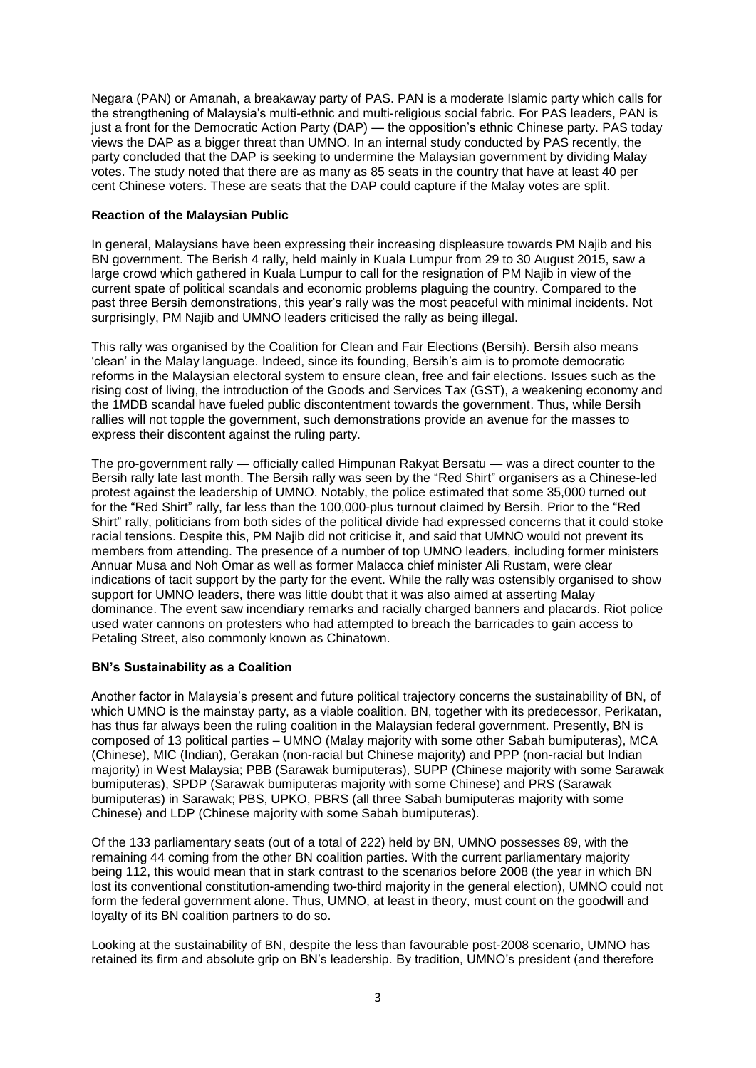Negara (PAN) or Amanah, a breakaway party of PAS. PAN is a moderate Islamic party which calls for the strengthening of Malaysia's multi-ethnic and multi-religious social fabric. For PAS leaders, PAN is just a front for the Democratic Action Party (DAP) — the opposition's ethnic Chinese party. PAS today views the DAP as a bigger threat than UMNO. In an internal study conducted by PAS recently, the party concluded that the DAP is seeking to undermine the Malaysian government by dividing Malay votes. The study noted that there are as many as 85 seats in the country that have at least 40 per cent Chinese voters. These are seats that the DAP could capture if the Malay votes are split.

**Reaction of the Malaysian Public**

In general, Malaysians have been expressing their increasing displeasure towards PM Najib and his BN government. The Berish 4 rally, held mainly in Kuala Lumpur from 29 to 30 August 2015, saw a large crowd which gathered in Kuala Lumpur to call for the resignation of PM Najib in view of the current spate of political scandals and economic problems plaguing the country. Compared to the past three Bersih demonstrations, this year's rally was the most peaceful with minimal incidents. Not surprisingly, PM Najib and UMNO leaders criticised the rally as being illegal.

This rally was organised by the Coalition for Clean and Fair Elections (Bersih). Bersih also means 'clean' in the Malay language. Indeed, since its founding, Bersih's aim is to promote democratic reforms in the Malaysian electoral system to ensure clean, free and fair elections. Issues such as the rising cost of living, the introduction of the Goods and Services Tax (GST), a weakening economy and the 1MDB scandal have fueled public discontentment towards the government. Thus, while Bersih rallies will not topple the government, such demonstrations provide an avenue for the masses to express their discontent against the ruling party.

The pro-government rally — officially called Himpunan Rakyat Bersatu — was a direct counter to the Bersih rally late last month. The Bersih rally was seen by the "Red Shirt" organisers as a Chinese-led protest against the leadership of UMNO. Notably, the police estimated that some 35,000 turned out for the "Red Shirt" rally, far less than the 100,000-plus turnout claimed by Bersih. Prior to the "Red Shirt" rally, politicians from both sides of the political divide had expressed concerns that it could stoke racial tensions. Despite this, PM Najib did not criticise it, and said that UMNO would not prevent its members from attending. The presence of a number of top UMNO leaders, including former ministers Annuar Musa and Noh Omar as well as former Malacca chief minister Ali Rustam, were clear indications of tacit support by the party for the event. While the rally was ostensibly organised to show support for UMNO leaders, there was little doubt that it was also aimed at asserting Malay dominance. The event saw incendiary remarks and racially charged banners and placards. Riot police used water cannons on protesters who had attempted to breach the barricades to gain access to Petaling Street, also commonly known as Chinatown.

**BN's Sustainability as a Coalition**

Another factor in Malaysia's present and future political trajectory concerns the sustainability of BN, of which UMNO is the mainstay party, as a viable coalition. BN, together with its predecessor, Perikatan, has thus far always been the ruling coalition in the Malaysian federal government. Presently, BN is composed of 13 political parties – UMNO (Malay majority with some other Sabah bumiputeras), MCA (Chinese), MIC (Indian), Gerakan (non-racial but Chinese majority) and PPP (non-racial but Indian majority) in West Malaysia; PBB (Sarawak bumiputeras), SUPP (Chinese majority with some Sarawak bumiputeras), SPDP (Sarawak bumiputeras majority with some Chinese) and PRS (Sarawak bumiputeras) in Sarawak; PBS, UPKO, PBRS (all three Sabah bumiputeras majority with some Chinese) and LDP (Chinese majority with some Sabah bumiputeras).

Of the 133 parliamentary seats (out of a total of 222) held by BN, UMNO possesses 89, with the remaining 44 coming from the other BN coalition parties. With the current parliamentary majority being 112, this would mean that in stark contrast to the scenarios before 2008 (the year in which BN lost its conventional constitution-amending two-third majority in the general election), UMNO could not form the federal government alone. Thus, UMNO, at least in theory, must count on the goodwill and loyalty of its BN coalition partners to do so.

Looking at the sustainability of BN, despite the less than favourable post-2008 scenario, UMNO has retained its firm and absolute grip on BN's leadership. By tradition, UMNO's president (and therefore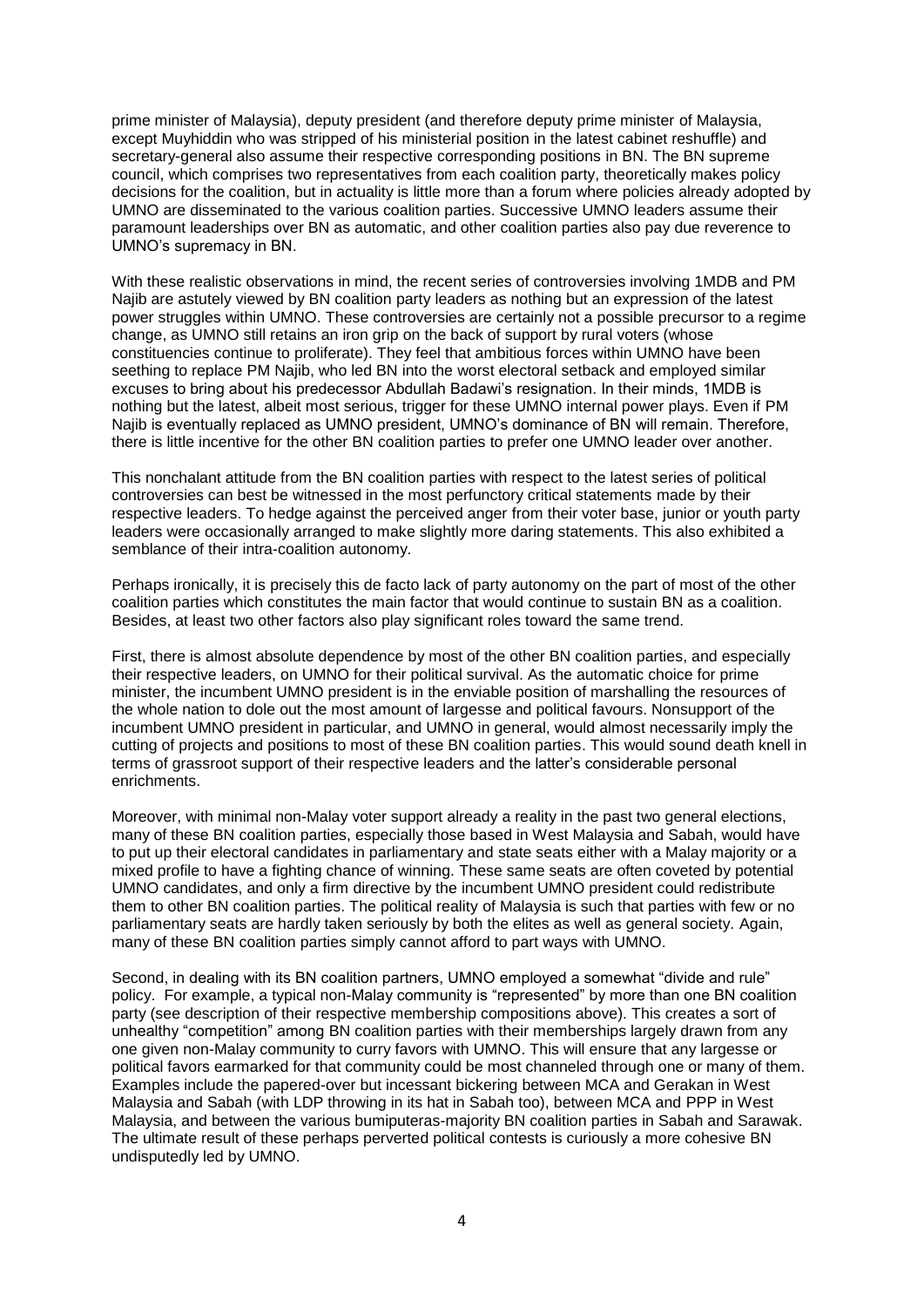prime minister of Malaysia), deputy president (and therefore deputy prime minister of Malaysia, except Muyhiddin who was stripped of his ministerial position in the latest cabinet reshuffle) and secretary-general also assume their respective corresponding positions in BN. The BN supreme council, which comprises two representatives from each coalition party, theoretically makes policy decisions for the coalition, but in actuality is little more than a forum where policies already adopted by UMNO are disseminated to the various coalition parties. Successive UMNO leaders assume their paramount leaderships over BN as automatic, and other coalition parties also pay due reverence to UMNO's supremacy in BN.

With these realistic observations in mind, the recent series of controversies involving 1MDB and PM Najib are astutely viewed by BN coalition party leaders as nothing but an expression of the latest power struggles within UMNO. These controversies are certainly not a possible precursor to a regime change, as UMNO still retains an iron grip on the back of support by rural voters (whose constituencies continue to proliferate). They feel that ambitious forces within UMNO have been seething to replace PM Najib, who led BN into the worst electoral setback and employed similar excuses to bring about his predecessor Abdullah Badawi's resignation. In their minds, 1MDB is nothing but the latest, albeit most serious, trigger for these UMNO internal power plays. Even if PM Najib is eventually replaced as UMNO president, UMNO's dominance of BN will remain. Therefore, there is little incentive for the other BN coalition parties to prefer one UMNO leader over another.

This nonchalant attitude from the BN coalition parties with respect to the latest series of political controversies can best be witnessed in the most perfunctory critical statements made by their respective leaders. To hedge against the perceived anger from their voter base, junior or youth party leaders were occasionally arranged to make slightly more daring statements. This also exhibited a semblance of their intra-coalition autonomy.

Perhaps ironically, it is precisely this de facto lack of party autonomy on the part of most of the other coalition parties which constitutes the main factor that would continue to sustain BN as a coalition. Besides, at least two other factors also play significant roles toward the same trend.

First, there is almost absolute dependence by most of the other BN coalition parties, and especially their respective leaders, on UMNO for their political survival. As the automatic choice for prime minister, the incumbent UMNO president is in the enviable position of marshalling the resources of the whole nation to dole out the most amount of largesse and political favours. Nonsupport of the incumbent UMNO president in particular, and UMNO in general, would almost necessarily imply the cutting of projects and positions to most of these BN coalition parties. This would sound death knell in terms of grassroot support of their respective leaders and the latter's considerable personal enrichments.

Moreover, with minimal non-Malay voter support already a reality in the past two general elections, many of these BN coalition parties, especially those based in West Malaysia and Sabah, would have to put up their electoral candidates in parliamentary and state seats either with a Malay majority or a mixed profile to have a fighting chance of winning. These same seats are often coveted by potential UMNO candidates, and only a firm directive by the incumbent UMNO president could redistribute them to other BN coalition parties. The political reality of Malaysia is such that parties with few or no parliamentary seats are hardly taken seriously by both the elites as well as general society. Again, many of these BN coalition parties simply cannot afford to part ways with UMNO.

Second, in dealing with its BN coalition partners, UMNO employed a somewhat "divide and rule" policy. For example, a typical non-Malay community is "represented" by more than one BN coalition party (see description of their respective membership compositions above). This creates a sort of unhealthy "competition" among BN coalition parties with their memberships largely drawn from any one given non-Malay community to curry favors with UMNO. This will ensure that any largesse or political favors earmarked for that community could be most channeled through one or many of them. Examples include the papered-over but incessant bickering between MCA and Gerakan in West Malaysia and Sabah (with LDP throwing in its hat in Sabah too), between MCA and PPP in West Malaysia, and between the various bumiputeras-majority BN coalition parties in Sabah and Sarawak. The ultimate result of these perhaps perverted political contests is curiously a more cohesive BN undisputedly led by UMNO.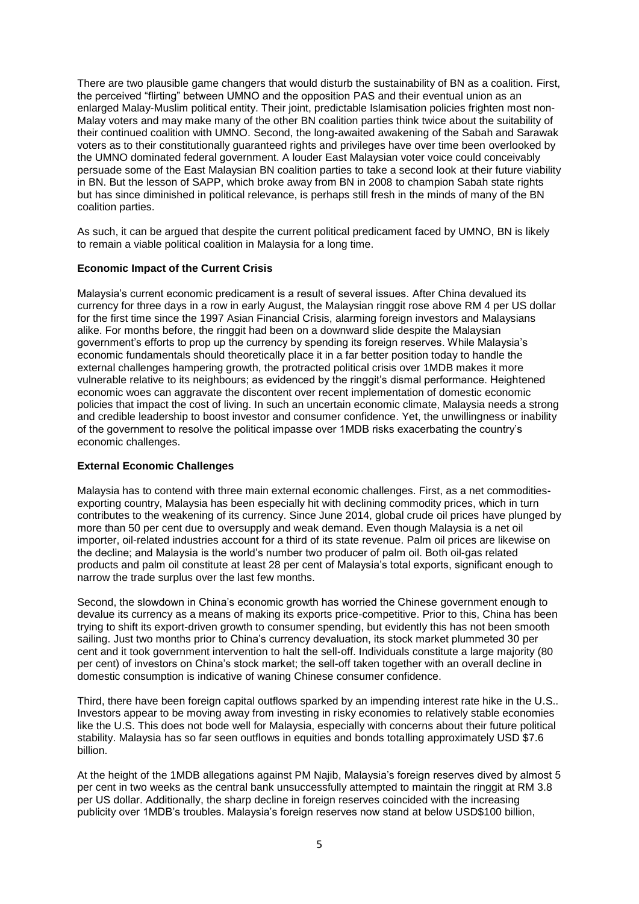There are two plausible game changers that would disturb the sustainability of BN as a coalition. First, the perceived "flirting" between UMNO and the opposition PAS and their eventual union as an enlarged Malay-Muslim political entity. Their joint, predictable Islamisation policies frighten most non-Malay voters and may make many of the other BN coalition parties think twice about the suitability of their continued coalition with UMNO. Second, the long-awaited awakening of the Sabah and Sarawak voters as to their constitutionally guaranteed rights and privileges have over time been overlooked by the UMNO dominated federal government. A louder East Malaysian voter voice could conceivably persuade some of the East Malaysian BN coalition parties to take a second look at their future viability in BN. But the lesson of SAPP, which broke away from BN in 2008 to champion Sabah state rights but has since diminished in political relevance, is perhaps still fresh in the minds of many of the BN coalition parties.

As such, it can be argued that despite the current political predicament faced by UMNO, BN is likely to remain a viable political coalition in Malaysia for a long time.

**Economic Impact of the Current Crisis**

Malaysia's current economic predicament is a result of several issues. After China devalued its currency for three days in a row in early August, the Malaysian ringgit rose above RM 4 per US dollar for the first time since the 1997 Asian Financial Crisis, alarming foreign investors and Malaysians alike. For months before, the ringgit had been on a downward slide despite the Malaysian government's efforts to prop up the currency by spending its foreign reserves. While Malaysia's economic fundamentals should theoretically place it in a far better position today to handle the external challenges hampering growth, the protracted political crisis over 1MDB makes it more vulnerable relative to its neighbours; as evidenced by the ringgit's dismal performance. Heightened economic woes can aggravate the discontent over recent implementation of domestic economic policies that impact the cost of living. In such an uncertain economic climate, Malaysia needs a strong and credible leadership to boost investor and consumer confidence. Yet, the unwillingness or inability of the government to resolve the political impasse over 1MDB risks exacerbating the country's economic challenges.

**External Economic Challenges**

Malaysia has to contend with three main external economic challenges. First, as a net commodities-exporting country, Malaysia has been especially hit with declining commodity prices, which in turn contributes to the weakening of its currency. Since June 2014, global crude oil prices have plunged by more than 50 per cent due to oversupply and weak demand. Even though Malaysia is a net oil importer, oil-related industries account for a third of its state revenue. Palm oil prices are likewise on the decline; and Malaysia is the world's number two producer of palm oil. Both oil-gas related products and palm oil constitute at least 28 per cent of Malaysia's total exports, significant enough to narrow the trade surplus over the last few months.

Second, the slowdown in China's economic growth has worried the Chinese government enough to devalue its currency as a means of making its exports price-competitive. Prior to this, China has been trying to shift its export-driven growth to consumer spending, but evidently this has not been smooth sailing. Just two months prior to China's currency devaluation, its stock market plummeted 30 per cent and it took government intervention to halt the sell-off. Individuals constitute a large majority (80 per cent) of investors on China's stock market; the sell-off taken together with an overall decline in domestic consumption is indicative of waning Chinese consumer confidence.

Third, there have been foreign capital outflows sparked by an impending interest rate hike in the U.S.. Investors appear to be moving away from investing in risky economies to relatively stable economies like the U.S. This does not bode well for Malaysia, especially with concerns about their future political stability. Malaysia has so far seen outflows in equities and bonds totalling approximately USD $7.6 billion.

At the height of the 1MDB allegations against PM Najib, Malaysia's foreign reserves dived by almost 5 per cent in two weeks as the central bank unsuccessfully attempted to maintain the ringgit at RM 3.8 per US dollar. Additionally, the sharp decline in foreign reserves coincided with the increasing publicity over 1MDB's troubles. Malaysia's foreign reserves now stand at below USD$100 billion,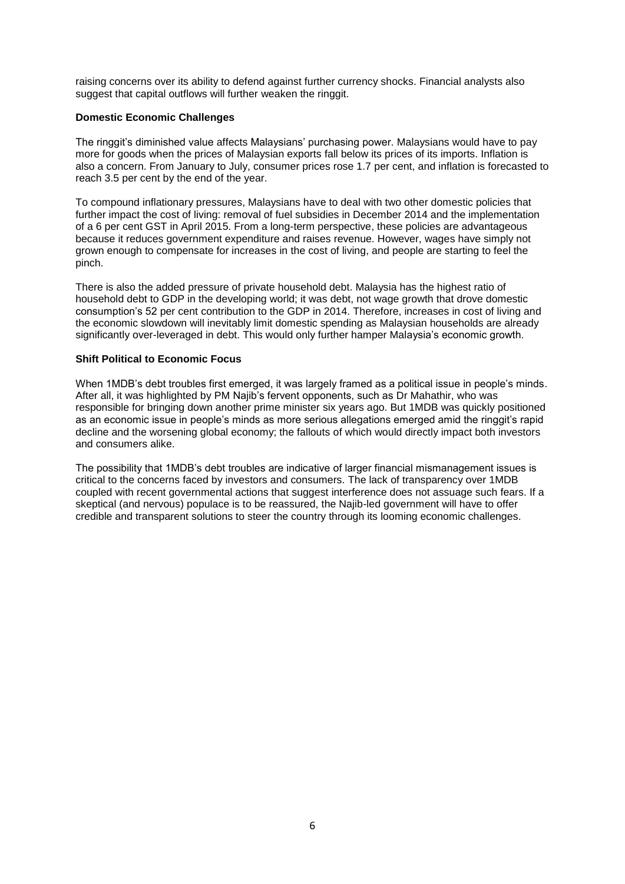raising concerns over its ability to defend against further currency shocks. Financial analysts also suggest that capital outflows will further weaken the ringgit.

**Domestic Economic Challenges**

The ringgit's diminished value affects Malaysians' purchasing power. Malaysians would have to pay more for goods when the prices of Malaysian exports fall below its prices of its imports. Inflation is also a concern. From January to July, consumer prices rose 1.7 per cent, and inflation is forecasted to reach 3.5 per cent by the end of the year.

To compound inflationary pressures, Malaysians have to deal with two other domestic policies that further impact the cost of living: removal of fuel subsidies in December 2014 and the implementation of a 6 per cent GST in April 2015. From a long-term perspective, these policies are advantageous because it reduces government expenditure and raises revenue. However, wages have simply not grown enough to compensate for increases in the cost of living, and people are starting to feel the pinch.

There is also the added pressure of private household debt. Malaysia has the highest ratio of household debt to GDP in the developing world; it was debt, not wage growth that drove domestic consumption's 52 per cent contribution to the GDP in 2014. Therefore, increases in cost of living and the economic slowdown will inevitably limit domestic spending as Malaysian households are already significantly over-leveraged in debt. This would only further hamper Malaysia's economic growth.

**Shift Political to Economic Focus**

When 1MDB's debt troubles first emerged, it was largely framed as a political issue in people's minds. After all, it was highlighted by PM Najib's fervent opponents, such as Dr Mahathir, who was responsible for bringing down another prime minister six years ago. But 1MDB was quickly positioned as an economic issue in people's minds as more serious allegations emerged amid the ringgit's rapid decline and the worsening global economy; the fallouts of which would directly impact both investors and consumers alike.

The possibility that 1MDB's debt troubles are indicative of larger financial mismanagement issues is critical to the concerns faced by investors and consumers. The lack of transparency over 1MDB coupled with recent governmental actions that suggest interference does not assuage such fears. If a skeptical (and nervous) populace is to be reassured, the Najib-led government will have to offer credible and transparent solutions to steer the country through its looming economic challenges.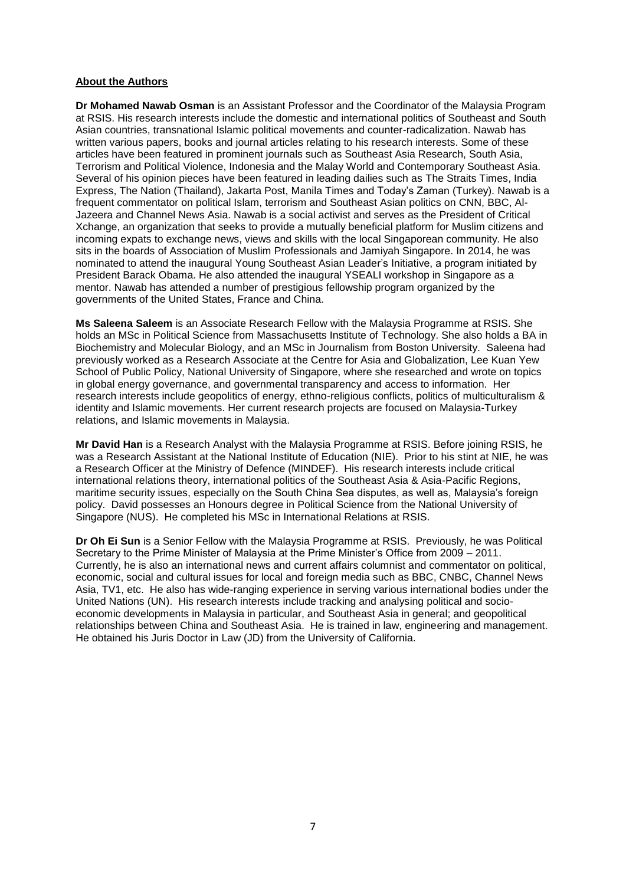## About the Authors

**Dr Mohamed Nawab Osman** is an Assistant Professor and the Coordinator of the Malaysia Program at RSIS. His research interests include the domestic and international politics of Southeast and South Asian countries, transnational Islamic political movements and counter-radicalization. Nawab has written various papers, books and journal articles relating to his research interests. Some of these articles have been featured in prominent journals such as Southeast Asia Research, South Asia, Terrorism and Political Violence, Indonesia and the Malay World and Contemporary Southeast Asia. Several of his opinion pieces have been featured in leading dailies such as The Straits Times, India Express, The Nation (Thailand), Jakarta Post, Manila Times and Today's Zaman (Turkey). Nawab is a frequent commentator on political Islam, terrorism and Southeast Asian politics on CNN, BBC, Al-Jazeera and Channel News Asia. Nawab is a social activist and serves as the President of Critical Xchange, an organization that seeks to provide a mutually beneficial platform for Muslim citizens and incoming expats to exchange news, views and skills with the local Singaporean community. He also sits in the boards of Association of Muslim Professionals and Jamiyah Singapore. In 2014, he was nominated to attend the inaugural Young Southeast Asian Leader's Initiative, a program initiated by President Barack Obama. He also attended the inaugural YSEALI workshop in Singapore as a mentor. Nawab has attended a number of prestigious fellowship program organized by the governments of the United States, France and China.

**Ms Saleena Saleem** is an Associate Research Fellow with the Malaysia Programme at RSIS. She holds an MSc in Political Science from Massachusetts Institute of Technology. She also holds a BA in Biochemistry and Molecular Biology, and an MSc in Journalism from Boston University. Saleena had previously worked as a Research Associate at the Centre for Asia and Globalization, Lee Kuan Yew School of Public Policy, National University of Singapore, where she researched and wrote on topics in global energy governance, and governmental transparency and access to information. Her research interests include geopolitics of energy, ethno-religious conflicts, politics of multiculturalism & identity and Islamic movements. Her current research projects are focused on Malaysia-Turkey relations, and Islamic movements in Malaysia.

**Mr David Han** is a Research Analyst with the Malaysia Programme at RSIS. Before joining RSIS, he was a Research Assistant at the National Institute of Education (NIE). Prior to his stint at NIE, he was a Research Officer at the Ministry of Defence (MINDEF). His research interests include critical international relations theory, international politics of the Southeast Asia & Asia-Pacific Regions, maritime security issues, especially on the South China Sea disputes, as well as, Malaysia's foreign policy. David possesses an Honours degree in Political Science from the National University of Singapore (NUS). He completed his MSc in International Relations at RSIS.

**Dr Oh Ei Sun** is a Senior Fellow with the Malaysia Programme at RSIS. Previously, he was Political Secretary to the Prime Minister of Malaysia at the Prime Minister's Office from 2009 – 2011. Currently, he is also an international news and current affairs columnist and commentator on political, economic, social and cultural issues for local and foreign media such as BBC, CNBC, Channel News Asia, TV1, etc. He also has wide-ranging experience in serving various international bodies under the United Nations (UN). His research interests include tracking and analysing political and socio-economic developments in Malaysia in particular, and Southeast Asia in general; and geopolitical relationships between China and Southeast Asia. He is trained in law, engineering and management. He obtained his Juris Doctor in Law (JD) from the University of California.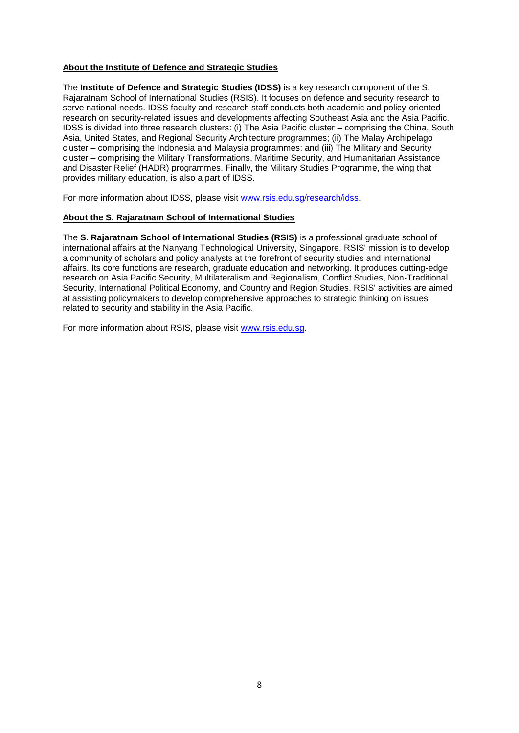**About the Institute of Defence and Strategic Studies**

The **Institute of Defence and Strategic Studies (IDSS)** is a key research component of the S. Rajaratnam School of International Studies (RSIS). It focuses on defence and security research to serve national needs. IDSS faculty and research staff conducts both academic and policy-oriented research on security-related issues and developments affecting Southeast Asia and the Asia Pacific. IDSS is divided into three research clusters: (i) The Asia Pacific cluster – comprising the China, South Asia, United States, and Regional Security Architecture programmes; (ii) The Malay Archipelago cluster – comprising the Indonesia and Malaysia programmes; and (iii) The Military and Security cluster – comprising the Military Transformations, Maritime Security, and Humanitarian Assistance and Disaster Relief (HADR) programmes. Finally, the Military Studies Programme, the wing that provides military education, is also a part of IDSS.

For more information about IDSS, please visit [www.rsis.edu.sg/research/idss](http://www.rsis.edu.sg/research/idss).

**About the S. Rajaratnam School of International Studies**

The **S. Rajaratnam School of International Studies (RSIS)** is a professional graduate school of international affairs at the Nanyang Technological University, Singapore. RSIS' mission is to develop a community of scholars and policy analysts at the forefront of security studies and international affairs. Its core functions are research, graduate education and networking. It produces cutting-edge research on Asia Pacific Security, Multilateralism and Regionalism, Conflict Studies, Non-Traditional Security, International Political Economy, and Country and Region Studies. RSIS' activities are aimed at assisting policymakers to develop comprehensive approaches to strategic thinking on issues related to security and stability in the Asia Pacific.

For more information about RSIS, please visit [www.rsis.edu.sg](http://www.rsis.edu.sg).